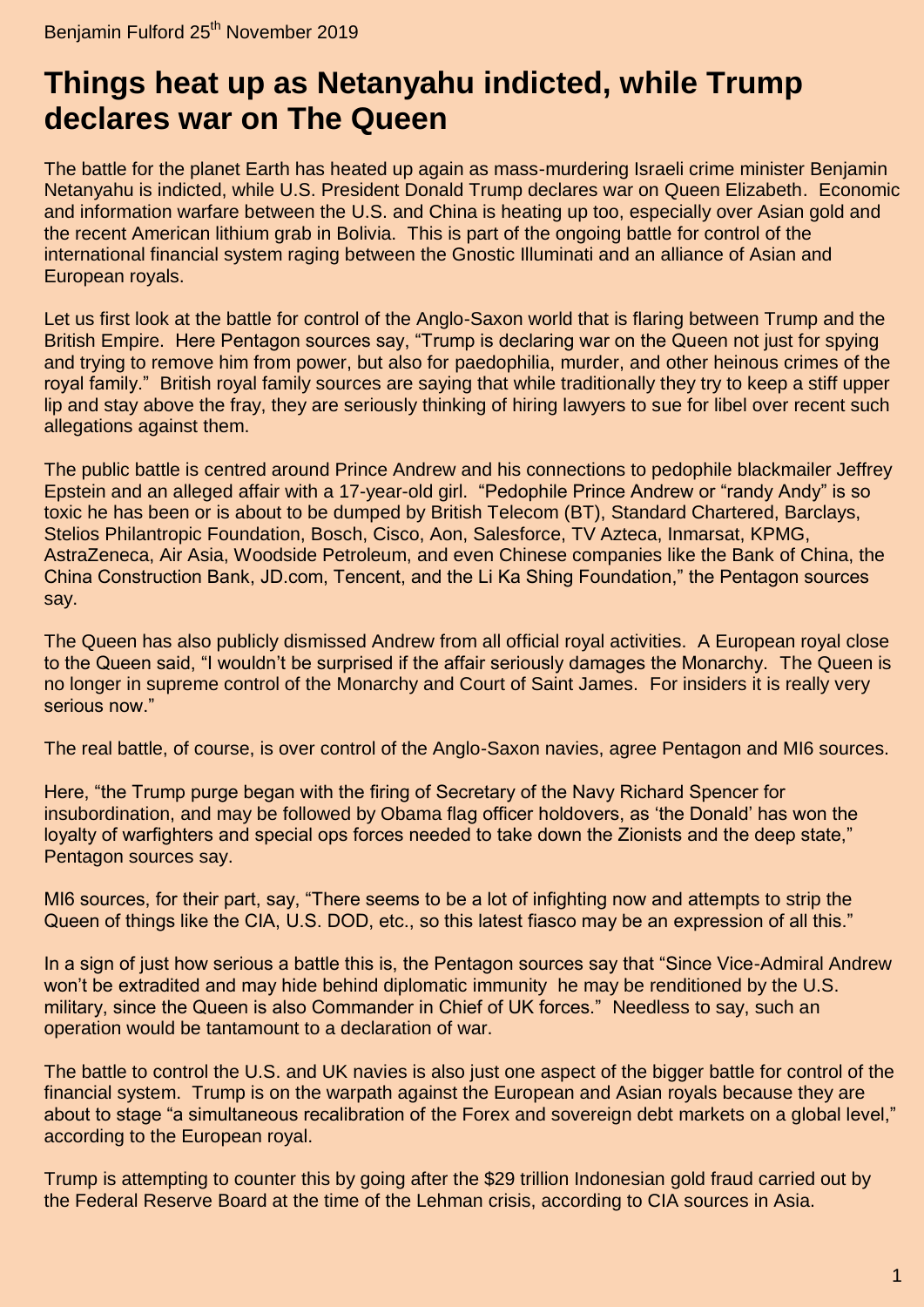Benjamin Fulford 25th November 2019

# Things heat up as Netanyahu indicted, while Trump declares war on The Queen

The battle for the planet Earth has heated up again as mass-murdering Israeli crime minister Benjamin Netanyahu is indicted, while U.S. President Donald Trump declares war on Queen Elizabeth. Economic and information warfare between the U.S. and China is heating up too, especially over Asian gold and the recent American lithium grab in Bolivia. This is part of the ongoing battle for control of the international financial system raging between the Gnostic Illuminati and an alliance of Asian and European royals.

Let us first look at the battle for control of the Anglo-Saxon world that is flaring between Trump and the British Empire. Here Pentagon sources say, "Trump is declaring war on the Queen not just for spying and trying to remove him from power, but also for paedophilia, murder, and other heinous crimes of the royal family." British royal family sources are saying that while traditionally they try to keep a stiff upper lip and stay above the fray, they are seriously thinking of hiring lawyers to sue for libel over recent such allegations against them.

The public battle is centred around Prince Andrew and his connections to pedophile blackmailer Jeffrey Epstein and an alleged affair with a 17-year-old girl. "Pedophile Prince Andrew or "randy Andy" is so toxic he has been or is about to be dumped by British Telecom (BT), Standard Chartered, Barclays, Stelios Philantropic Foundation, Bosch, Cisco, Aon, Salesforce, TV Azteca, Inmarsat, KPMG, AstraZeneca, Air Asia, Woodside Petroleum, and even Chinese companies like the Bank of China, the China Construction Bank, JD.com, Tencent, and the Li Ka Shing Foundation," the Pentagon sources say.

The Queen has also publicly dismissed Andrew from all official royal activities. A European royal close to the Queen said, "I wouldn't be surprised if the affair seriously damages the Monarchy. The Queen is no longer in supreme control of the Monarchy and Court of Saint James. For insiders it is really very serious now."

The real battle, of course, is over control of the Anglo-Saxon navies, agree Pentagon and MI6 sources.

Here, "the Trump purge began with the firing of Secretary of the Navy Richard Spencer for insubordination, and may be followed by Obama flag officer holdovers, as 'the Donald' has won the loyalty of warfighters and special ops forces needed to take down the Zionists and the deep state," Pentagon sources say.

MI6 sources, for their part, say, "There seems to be a lot of infighting now and attempts to strip the Queen of things like the CIA, U.S. DOD, etc., so this latest fiasco may be an expression of all this."

In a sign of just how serious a battle this is, the Pentagon sources say that "Since Vice-Admiral Andrew won't be extradited and may hide behind diplomatic immunity he may be renditioned by the U.S. military, since the Queen is also Commander in Chief of UK forces." Needless to say, such an operation would be tantamount to a declaration of war.

The battle to control the U.S. and UK navies is also just one aspect of the bigger battle for control of the financial system. Trump is on the warpath against the European and Asian royals because they are about to stage "a simultaneous recalibration of the Forex and sovereign debt markets on a global level," according to the European royal.

Trump is attempting to counter this by going after the $29 trillion Indonesian gold fraud carried out by the Federal Reserve Board at the time of the Lehman crisis, according to CIA sources in Asia.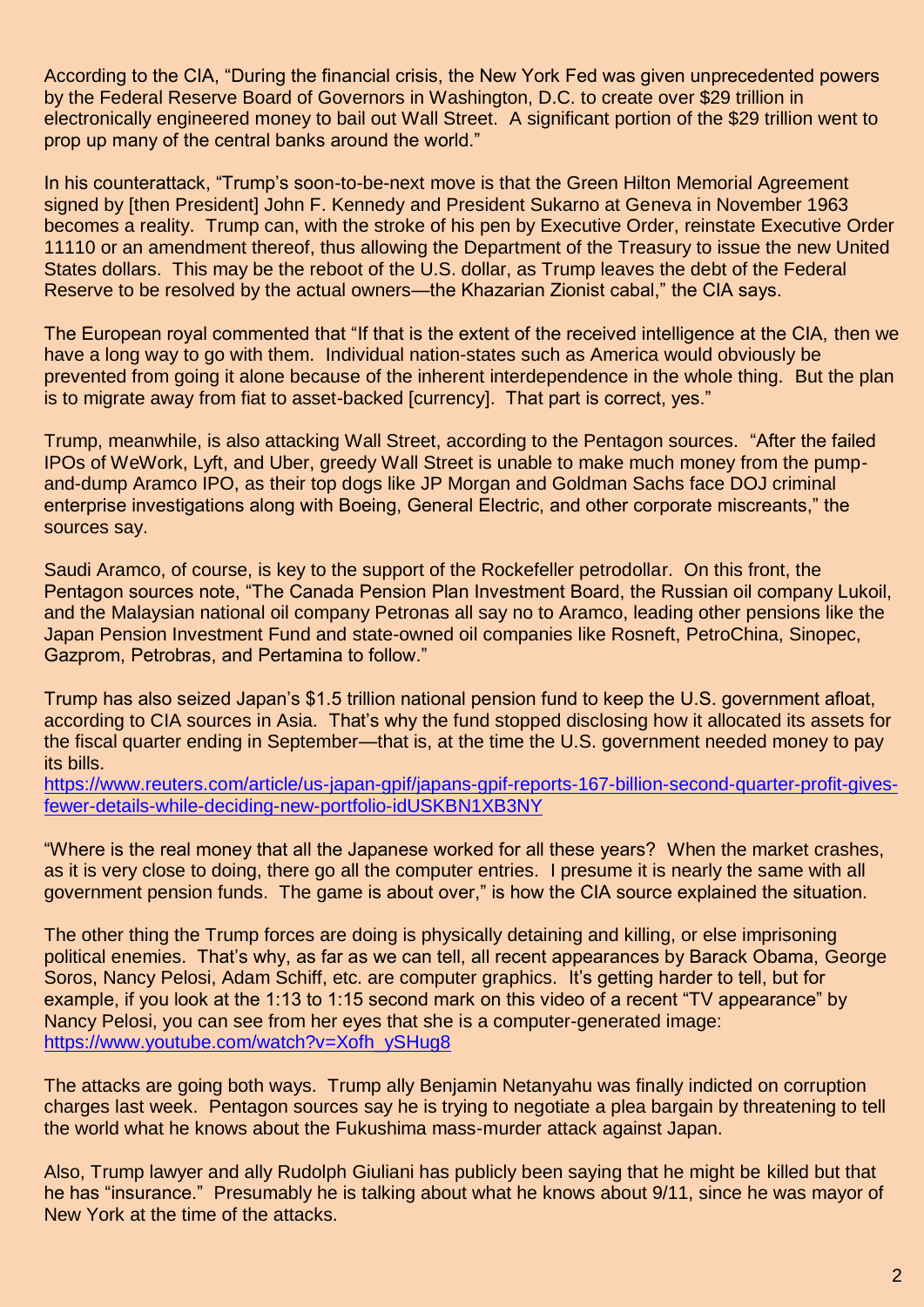According to the CIA, "During the financial crisis, the New York Fed was given unprecedented powers by the Federal Reserve Board of Governors in Washington, D.C. to create over $29 trillion in electronically engineered money to bail out Wall Street. A significant portion of the $29 trillion went to prop up many of the central banks around the world."

In his counterattack, "Trump's soon-to-be-next move is that the Green Hilton Memorial Agreement signed by [then President] John F. Kennedy and President Sukarno at Geneva in November 1963 becomes a reality. Trump can, with the stroke of his pen by Executive Order, reinstate Executive Order 11110 or an amendment thereof, thus allowing the Department of the Treasury to issue the new United States dollars. This may be the reboot of the U.S. dollar, as Trump leaves the debt of the Federal Reserve to be resolved by the actual owners—the Khazarian Zionist cabal," the CIA says.

The European royal commented that "If that is the extent of the received intelligence at the CIA, then we have a long way to go with them. Individual nation-states such as America would obviously be prevented from going it alone because of the inherent interdependence in the whole thing. But the plan is to migrate away from fiat to asset-backed [currency]. That part is correct, yes."

Trump, meanwhile, is also attacking Wall Street, according to the Pentagon sources. "After the failed IPOs of WeWork, Lyft, and Uber, greedy Wall Street is unable to make much money from the pump-and-dump Aramco IPO, as their top dogs like JP Morgan and Goldman Sachs face DOJ criminal enterprise investigations along with Boeing, General Electric, and other corporate miscreants," the sources say.

Saudi Aramco, of course, is key to the support of the Rockefeller petrodollar. On this front, the Pentagon sources note, "The Canada Pension Plan Investment Board, the Russian oil company Lukoil, and the Malaysian national oil company Petronas all say no to Aramco, leading other pensions like the Japan Pension Investment Fund and state-owned oil companies like Rosneft, PetroChina, Sinopec, Gazprom, Petrobras, and Pertamina to follow."

Trump has also seized Japan's $1.5 trillion national pension fund to keep the U.S. government afloat, according to CIA sources in Asia. That's why the fund stopped disclosing how it allocated its assets for the fiscal quarter ending in September—that is, at the time the U.S. government needed money to pay its bills.
https://www.reuters.com/article/us-japan-gpif/japans-gpif-reports-167-billion-second-quarter-profit-gives-fewer-details-while-deciding-new-portfolio-idUSKBN1XB3NY

"Where is the real money that all the Japanese worked for all these years? When the market crashes, as it is very close to doing, there go all the computer entries. I presume it is nearly the same with all government pension funds. The game is about over," is how the CIA source explained the situation.

The other thing the Trump forces are doing is physically detaining and killing, or else imprisoning political enemies. That's why, as far as we can tell, all recent appearances by Barack Obama, George Soros, Nancy Pelosi, Adam Schiff, etc. are computer graphics. It's getting harder to tell, but for example, if you look at the 1:13 to 1:15 second mark on this video of a recent "TV appearance" by Nancy Pelosi, you can see from her eyes that she is a computer-generated image:
https://www.youtube.com/watch?v=Xofh_ySHug8

The attacks are going both ways. Trump ally Benjamin Netanyahu was finally indicted on corruption charges last week. Pentagon sources say he is trying to negotiate a plea bargain by threatening to tell the world what he knows about the Fukushima mass-murder attack against Japan.

Also, Trump lawyer and ally Rudolph Giuliani has publicly been saying that he might be killed but that he has "insurance." Presumably he is talking about what he knows about 9/11, since he was mayor of New York at the time of the attacks.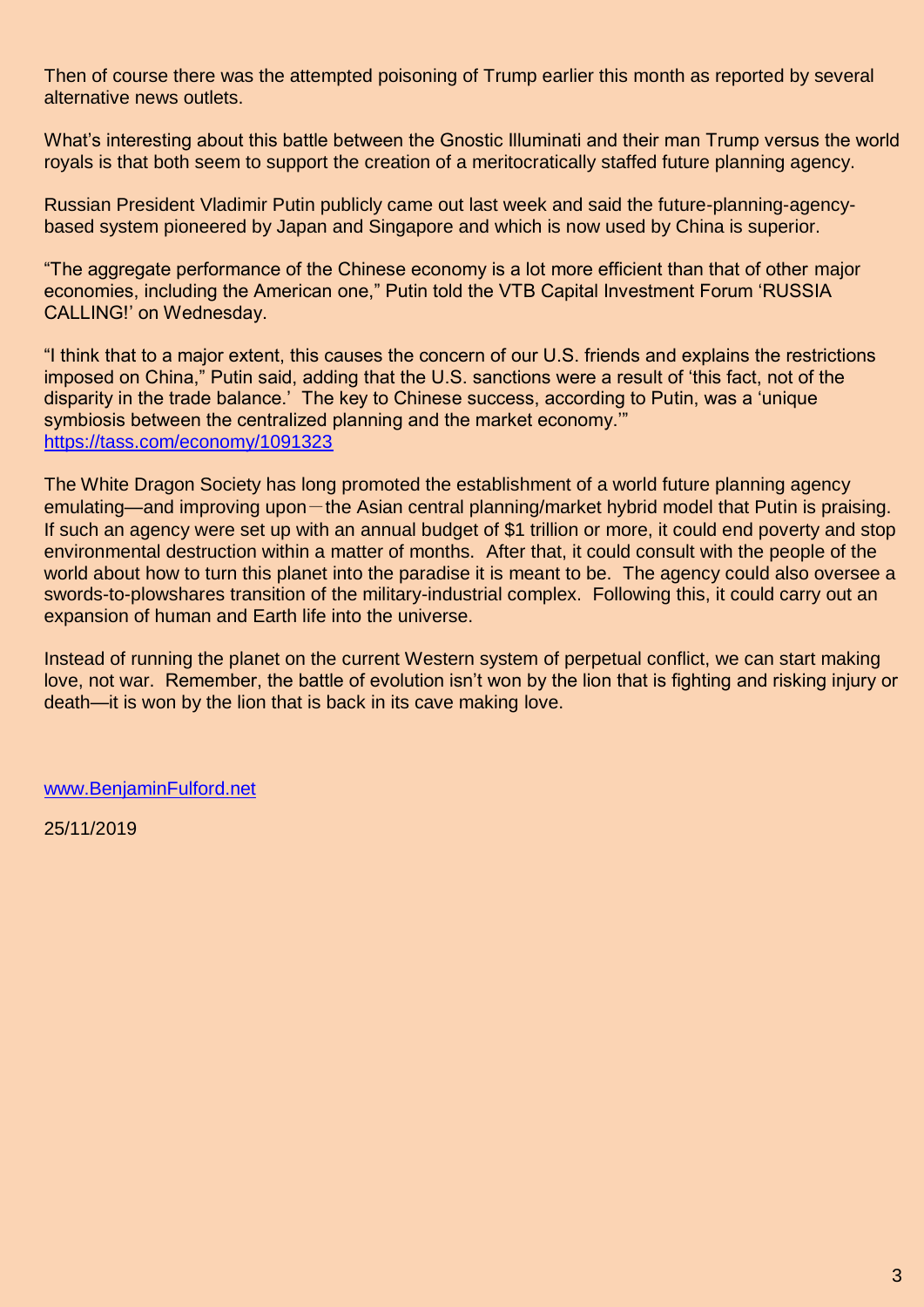Then of course there was the attempted poisoning of Trump earlier this month as reported by several alternative news outlets.

What's interesting about this battle between the Gnostic Illuminati and their man Trump versus the world royals is that both seem to support the creation of a meritocratically staffed future planning agency.

Russian President Vladimir Putin publicly came out last week and said the future-planning-agency-based system pioneered by Japan and Singapore and which is now used by China is superior.

"The aggregate performance of the Chinese economy is a lot more efficient than that of other major economies, including the American one," Putin told the VTB Capital Investment Forum 'RUSSIA CALLING!' on Wednesday.

"I think that to a major extent, this causes the concern of our U.S. friends and explains the restrictions imposed on China," Putin said, adding that the U.S. sanctions were a result of 'this fact, not of the disparity in the trade balance.' The key to Chinese success, according to Putin, was a 'unique symbiosis between the centralized planning and the market economy.'"
https://tass.com/economy/1091323

The White Dragon Society has long promoted the establishment of a world future planning agency emulating—and improving upon－the Asian central planning/market hybrid model that Putin is praising. If such an agency were set up with an annual budget of $1 trillion or more, it could end poverty and stop environmental destruction within a matter of months. After that, it could consult with the people of the world about how to turn this planet into the paradise it is meant to be. The agency could also oversee a swords-to-plowshares transition of the military-industrial complex. Following this, it could carry out an expansion of human and Earth life into the universe.

Instead of running the planet on the current Western system of perpetual conflict, we can start making love, not war. Remember, the battle of evolution isn't won by the lion that is fighting and risking injury or death—it is won by the lion that is back in its cave making love.

www.BenjaminFulford.net

25/11/2019